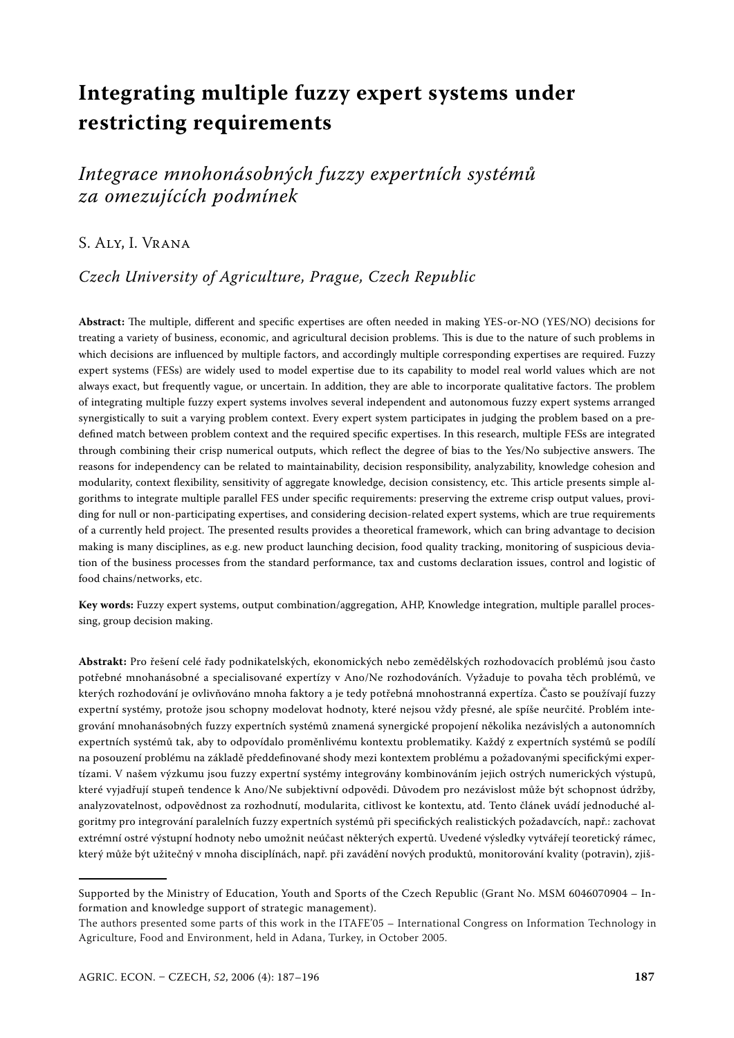# Integrating multiple fuzzy expert systems under restricting requirements

## *Integrace mnohonásobných fuzzy expertních systémů za omezujících podmínek*

S. Aly, I. Vrana

*Czech University of Agriculture, Prague, Czech Republic*

**Abstract:** The multiple, different and specific expertises are often needed in making YES-or-NO (YES/NO) decisions for treating a variety of business, economic, and agricultural decision problems. This is due to the nature of such problems in which decisions are influenced by multiple factors, and accordingly multiple corresponding expertises are required. Fuzzy expert systems (FESs) are widely used to model expertise due to its capability to model real world values which are not always exact, but frequently vague, or uncertain. In addition, they are able to incorporate qualitative factors. The problem of integrating multiple fuzzy expert systems involves several independent and autonomous fuzzy expert systems arranged synergistically to suit a varying problem context. Every expert system participates in judging the problem based on a predefined match between problem context and the required specific expertises. In this research, multiple FESs are integrated through combining their crisp numerical outputs, which reflect the degree of bias to the Yes/No subjective answers. The reasons for independency can be related to maintainability, decision responsibility, analyzability, knowledge cohesion and modularity, context flexibility, sensitivity of aggregate knowledge, decision consistency, etc. This article presents simple algorithms to integrate multiple parallel FES under specific requirements: preserving the extreme crisp output values, providing for null or non-participating expertises, and considering decision-related expert systems, which are true requirements of a currently held project. The presented results provides a theoretical framework, which can bring advantage to decision making is many disciplines, as e.g. new product launching decision, food quality tracking, monitoring of suspicious deviation of the business processes from the standard performance, tax and customs declaration issues, control and logistic of food chains/networks, etc.

**Key words:** Fuzzy expert systems, output combination/aggregation, AHP, Knowledge integration, multiple parallel processing, group decision making.

**Abstrakt:** Pro řešení celé řady podnikatelských, ekonomických nebo zemědělských rozhodovacích problémů jsou často potřebné mnohanásobné a specialisované expertízy v Ano/Ne rozhodováních. Vyžaduje to povaha těch problémů, ve kterých rozhodování je ovlivňováno mnoha faktory a je tedy potřebná mnohostranná expertíza. Často se používají fuzzy expertní systémy, protože jsou schopny modelovat hodnoty, které nejsou vždy přesné, ale spíše neurčité. Problém integrování mnohanásobných fuzzy expertních systémů znamená synergické propojení několika nezávislých a autonomních expertních systémů tak, aby to odpovídalo proměnlivému kontextu problematiky. Každý z expertních systémů se podílí na posouzení problému na základě předdefinované shody mezi kontextem problému a požadovanými specifickými expertízami. V našem výzkumu jsou fuzzy expertní systémy integrovány kombinováním jejich ostrých numerických výstupů, které vyjadřují stupeň tendence k Ano/Ne subjektivní odpovědi. Důvodem pro nezávislost může být schopnost údržby, analyzovatelnost, odpovědnost za rozhodnutí, modularita, citlivost ke kontextu, atd. Tento článek uvádí jednoduché algoritmy pro integrování paralelních fuzzy expertních systémů při specifických realistických požadavcích, např.: zachovat extrémní ostré výstupní hodnoty nebo umožnit neúčast některých expertů. Uvedené výsledky vytvářejí teoretický rámec, který může být užitečný v mnoha disciplínách, např. při zavádění nových produktů, monitorování kvality (potravin), zjiš-

---

Supported by the Ministry of Education, Youth and Sports of the Czech Republic (Grant No. MSM 6046070904 – Information and knowledge support of strategic management).

The authors presented some parts of this work in the ITAFE'05 – International Congress on Information Technology in Agriculture, Food and Environment, held in Adana, Turkey, in October 2005.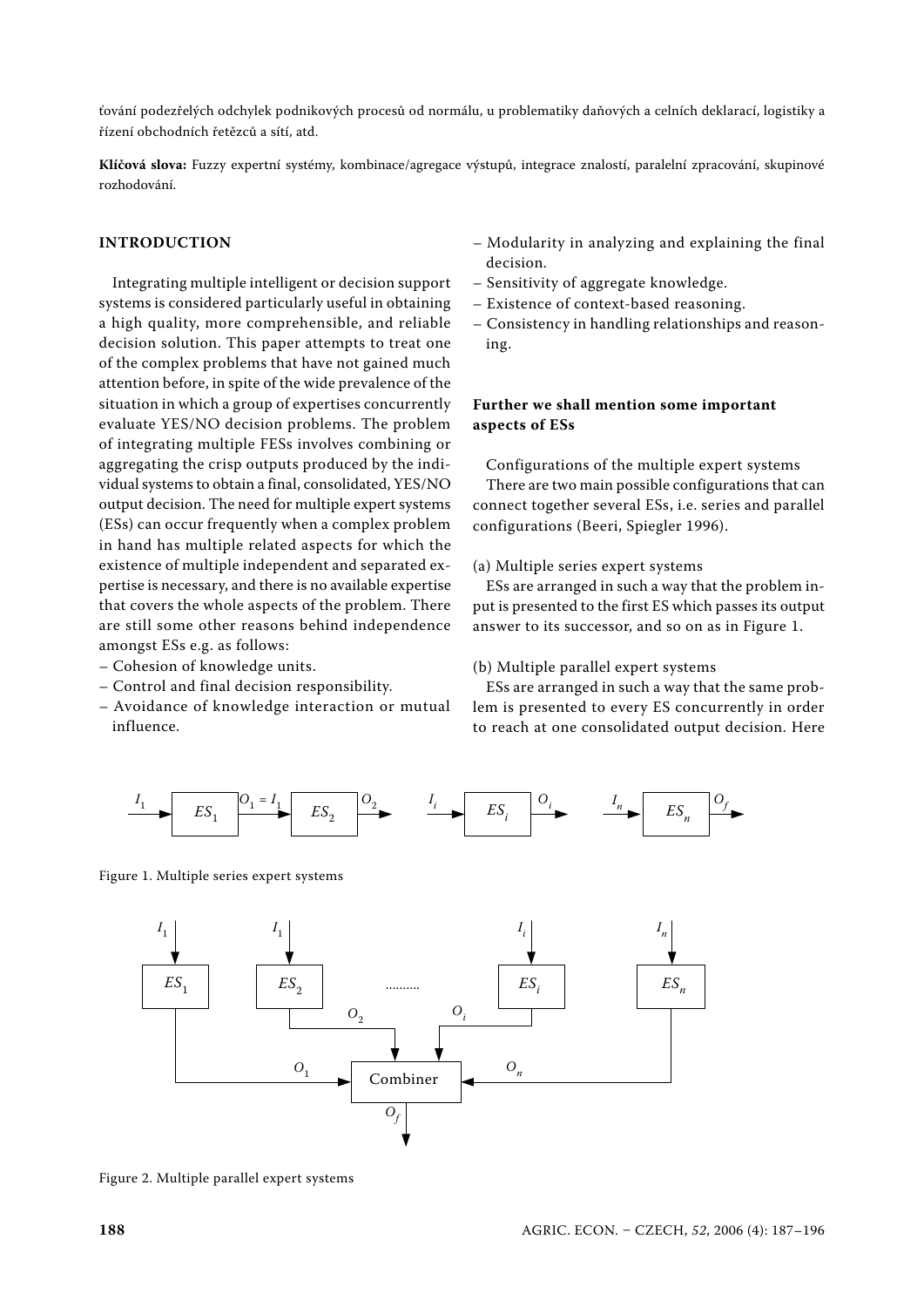ťování podezřelých odchylek podnikových procesů od normálu, u problematiky daňových a celních deklarací, logistiky a řízení obchodních řetězců a sítí, atd.

**Klíčová slova:** Fuzzy expertní systémy, kombinace/agregace výstupů, integrace znalostí, paralelní zpracování, skupinové rozhodování.

## INTRODUCTION

Integrating multiple intelligent or decision support systems is considered particularly useful in obtaining a high quality, more comprehensible, and reliable decision solution. This paper attempts to treat one of the complex problems that have not gained much attention before, in spite of the wide prevalence of the situation in which a group of expertises concurrently evaluate YES/NO decision problems. The problem of integrating multiple FESs involves combining or aggregating the crisp outputs produced by the individual systems to obtain a final, consolidated, YES/NO output decision. The need for multiple expert systems (ESs) can occur frequently when a complex problem in hand has multiple related aspects for which the existence of multiple independent and separated expertise is necessary, and there is no available expertise that covers the whole aspects of the problem. There are still some other reasons behind independence amongst ESs e.g. as follows:

- Cohesion of knowledge units.
- Control and final decision responsibility.
- Avoidance of knowledge interaction or mutual influence.
- Modularity in analyzing and explaining the final decision.
- Sensitivity of aggregate knowledge.
- Existence of context-based reasoning.
- Consistency in handling relationships and reasoning.

### Further we shall mention some important aspects of ESs

Configurations of the multiple expert systems

There are two main possible configurations that can connect together several ESs, i.e. series and parallel configurations (Beeri, Spiegler 1996).

(a) Multiple series expert systems

ESs are arranged in such a way that the problem input is presented to the first ES which passes its output answer to its successor, and so on as in Figure 1.

(b) Multiple parallel expert systems

ESs are arranged in such a way that the same problem is presented to every ES concurrently in order to reach at one consolidated output decision. Here

$I_1 \rightarrow ES_1 \rightarrow O_1 = I_1 \rightarrow ES_2 \rightarrow O_2 \quad I_i \rightarrow ES_i \rightarrow O_i \quad I_n \rightarrow ES_n \rightarrow O_f$

Figure 1. Multiple series expert systems

$I_1 \rightarrow ES_1 \rightarrow O_1$, $I_1 \rightarrow ES_2 \rightarrow O_2$, …, $I_i \rightarrow ES_i \rightarrow O_i$, $I_n \rightarrow ES_n \rightarrow O_n$; $O_1, O_2, O_i, O_n \rightarrow$ Combiner $\rightarrow O_f$

Figure 2. Multiple parallel expert systems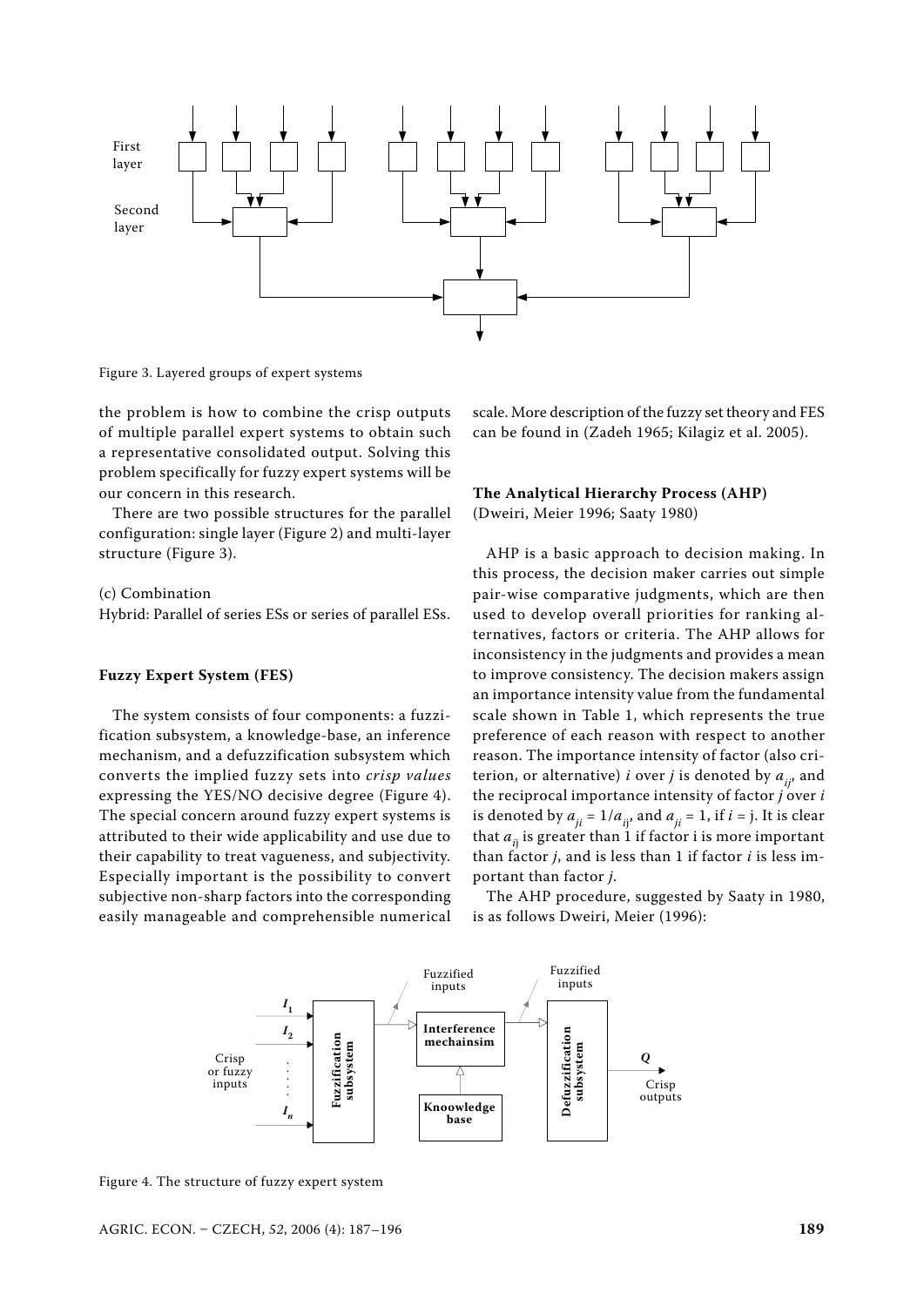Figure 3. Layered groups of expert systems

the problem is how to combine the crisp outputs of multiple parallel expert systems to obtain such a representative consolidated output. Solving this problem specifically for fuzzy expert systems will be our concern in this research.

There are two possible structures for the parallel configuration: single layer (Figure 2) and multi-layer structure (Figure 3).

(c) Combination

Hybrid: Parallel of series ESs or series of parallel ESs.

#### Fuzzy Expert System (FES)

The system consists of four components: a fuzzification subsystem, a knowledge-base, an inference mechanism, and a defuzzification subsystem which converts the implied fuzzy sets into *crisp values* expressing the YES/NO decisive degree (Figure 4). The special concern around fuzzy expert systems is attributed to their wide applicability and use due to their capability to treat vagueness, and subjectivity. Especially important is the possibility to convert subjective non-sharp factors into the corresponding easily manageable and comprehensible numerical scale. More description of the fuzzy set theory and FES can be found in (Zadeh 1965; Kilagiz et al. 2005).

#### The Analytical Hierarchy Process (AHP)

(Dweiri, Meier 1996; Saaty 1980)

AHP is a basic approach to decision making. In this process, the decision maker carries out simple pair-wise comparative judgments, which are then used to develop overall priorities for ranking alternatives, factors or criteria. The AHP allows for inconsistency in the judgments and provides a mean to improve consistency. The decision makers assign an importance intensity value from the fundamental scale shown in Table 1, which represents the true preference of each reason with respect to another reason. The importance intensity of factor (also criterion, or alternative) *i* over *j* is denoted by $a_{ij}$, and the reciprocal importance intensity of factor *j* over *i* is denoted by $a_{ji} = 1/a_{ij}$, and $a_{ji} = 1$, if $i = j$. It is clear that $a_{ij}$ is greater than 1 if factor i is more important than factor *j*, and is less than 1 if factor *i* is less important than factor *j*.

The AHP procedure, suggested by Saaty in 1980, is as follows Dweiri, Meier (1996):

Figure 4. The structure of fuzzy expert system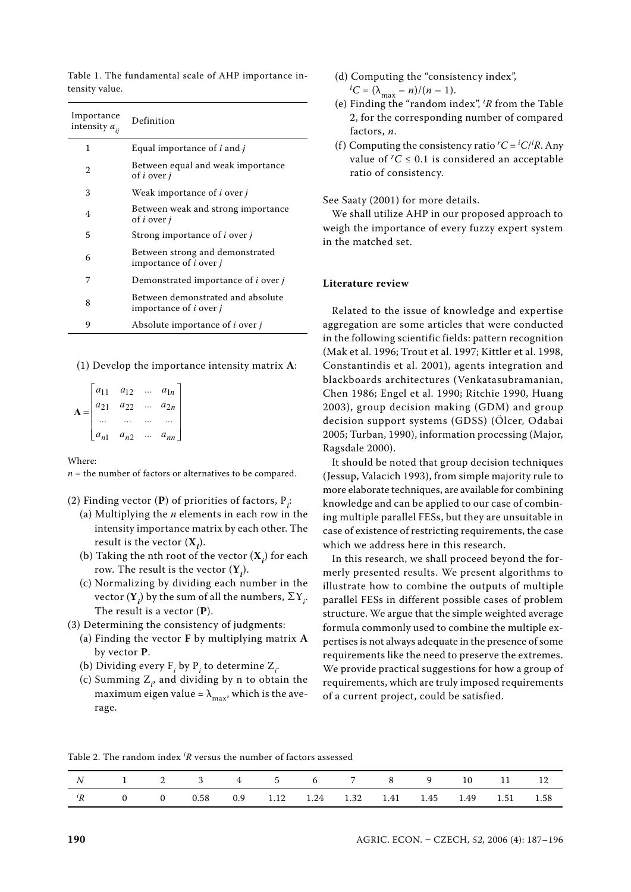Table 1. The fundamental scale of AHP importance intensity value.

| Importance intensity $a_{ij}$ | Definition |
|---|---|
| 1 | Equal importance of *i* and *j* |
| 2 | Between equal and weak importance of *i* over *j* |
| 3 | Weak importance of *i* over *j* |
| 4 | Between weak and strong importance of *i* over *j* |
| 5 | Strong importance of *i* over *j* |
| 6 | Between strong and demonstrated importance of *i* over *j* |
| 7 | Demonstrated importance of *i* over *j* |
| 8 | Between demonstrated and absolute importance of *i* over *j* |
| 9 | Absolute importance of *i* over *j* |

(1) Develop the importance intensity matrix **A**:

$$\mathbf{A} = \begin{bmatrix} a_{11} & a_{12} & \dots & a_{1n} \\ a_{21} & a_{22} & \dots & a_{2n} \\ \dots & \dots & \dots & \dots \\ a_{n1} & a_{n2} & \dots & a_{nn} \end{bmatrix}$$

Where:
$n$ = the number of factors or alternatives to be compared.

(2) Finding vector (**P**) of priorities of factors, $P_i$:
- (a) Multiplying the $n$ elements in each row in the intensity importance matrix by each other. The result is the vector ($\mathbf{X}_i$).
- (b) Taking the nth root of the vector ($\mathbf{X}_i$) for each row. The result is the vector ($\mathbf{Y}_i$).
- (c) Normalizing by dividing each number in the vector ($\mathbf{Y}_i$) by the sum of all the numbers, $\Sigma Y_i$. The result is a vector (**P**).

(3) Determining the consistency of judgments:
- (a) Finding the vector **F** by multiplying matrix **A** by vector **P**.
- (b) Dividing every $F_i$ by $P_i$ to determine $Z_i$.
- (c) Summing $Z_i$, and dividing by n to obtain the maximum eigen value = $\lambda_{max}$, which is the average.
- (d) Computing the "consistency index", ${}^{i}C = (\lambda_{max} - n)/(n - 1)$.
- (e) Finding the "random index", ${}^{i}R$ from the Table 2, for the corresponding number of compared factors, $n$.
- (f) Computing the consistency ratio ${}^{r}C = {}^{i}C/{}^{i}R$. Any value of ${}^{r}C \leq 0.1$ is considered an acceptable ratio of consistency.

See Saaty (2001) for more details.

We shall utilize AHP in our proposed approach to weigh the importance of every fuzzy expert system in the matched set.

**Literature review**

Related to the issue of knowledge and expertise aggregation are some articles that were conducted in the following scientific fields: pattern recognition (Mak et al. 1996; Trout et al. 1997; Kittler et al. 1998, Constantindis et al. 2001), agents integration and blackboards architectures (Venkatasubramanian, Chen 1986; Engel et al. 1990; Ritchie 1990, Huang 2003), group decision making (GDM) and group decision support systems (GDSS) (Ölcer, Odabai 2005; Turban, 1990), information processing (Major, Ragsdale 2000).

It should be noted that group decision techniques (Jessup, Valacich 1993), from simple majority rule to more elaborate techniques, are available for combining knowledge and can be applied to our case of combining multiple parallel FESs, but they are unsuitable in case of existence of restricting requirements, the case which we address here in this research.

In this research, we shall proceed beyond the formerly presented results. We present algorithms to illustrate how to combine the outputs of multiple parallel FESs in different possible cases of problem structure. We argue that the simple weighted average formula commonly used to combine the multiple expertises is not always adequate in the presence of some requirements like the need to preserve the extremes. We provide practical suggestions for how a group of requirements, which are truly imposed requirements of a current project, could be satisfied.

Table 2. The random index ${}^{i}R$ versus the number of factors assessed

| $N$ | 1 | 2 | 3 | 4 | 5 | 6 | 7 | 8 | 9 | 10 | 11 | 12 |
|---|---|---|---|---|---|---|---|---|---|---|---|---|
| ${}^{i}R$ | 0 | 0 | 0.58 | 0.9 | 1.12 | 1.24 | 1.32 | 1.41 | 1.45 | 1.49 | 1.51 | 1.58 |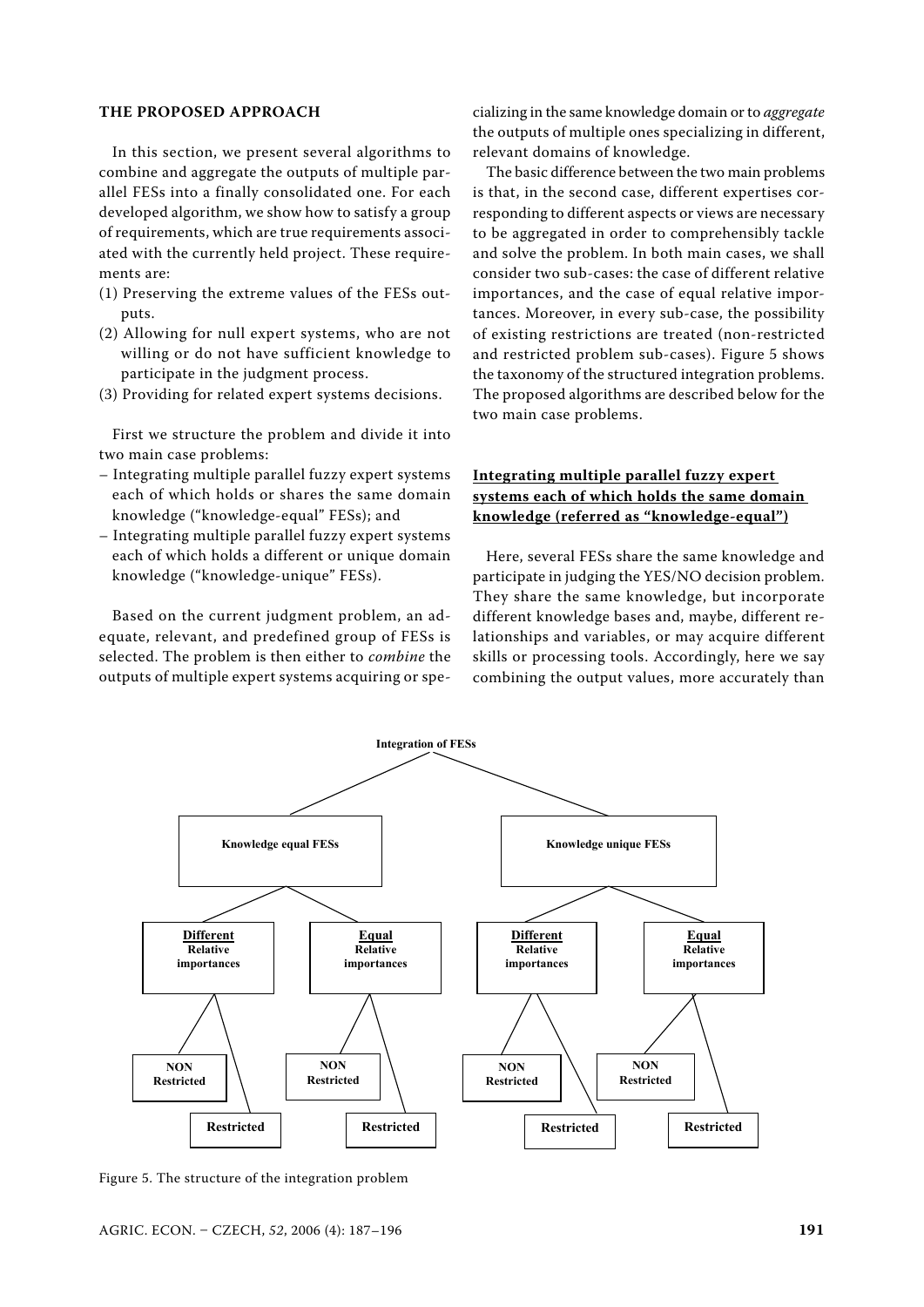## THE PROPOSED APPROACH

In this section, we present several algorithms to combine and aggregate the outputs of multiple parallel FESs into a finally consolidated one. For each developed algorithm, we show how to satisfy a group of requirements, which are true requirements associated with the currently held project. These requirements are:

(1) Preserving the extreme values of the FESs outputs.
(2) Allowing for null expert systems, who are not willing or do not have sufficient knowledge to participate in the judgment process.
(3) Providing for related expert systems decisions.

First we structure the problem and divide it into two main case problems:

– Integrating multiple parallel fuzzy expert systems each of which holds or shares the same domain knowledge ("knowledge-equal" FESs); and
– Integrating multiple parallel fuzzy expert systems each of which holds a different or unique domain knowledge ("knowledge-unique" FESs).

Based on the current judgment problem, an adequate, relevant, and predefined group of FESs is selected. The problem is then either to *combine* the outputs of multiple expert systems acquiring or specializing in the same knowledge domain or to *aggregate* the outputs of multiple ones specializing in different, relevant domains of knowledge.

The basic difference between the two main problems is that, in the second case, different expertises corresponding to different aspects or views are necessary to be aggregated in order to comprehensibly tackle and solve the problem. In both main cases, we shall consider two sub-cases: the case of different relative importances, and the case of equal relative importances. Moreover, in every sub-case, the possibility of existing restrictions are treated (non-restricted and restricted problem sub-cases). Figure 5 shows the taxonomy of the structured integration problems. The proposed algorithms are described below for the two main case problems.

### Integrating multiple parallel fuzzy expert systems each of which holds the same domain knowledge (referred as "knowledge-equal")

Here, several FESs share the same knowledge and participate in judging the YES/NO decision problem. They share the same knowledge, but incorporate different knowledge bases and, maybe, different relationships and variables, or may acquire different skills or processing tools. Accordingly, here we say combining the output values, more accurately than

Integration of FESs

Knowledge equal FESs

Knowledge unique FESs

Different Relative importances

Equal Relative importances

Different Relative importances

Equal Relative importances

NON Restricted

Restricted

NON Restricted

Restricted

NON Restricted

Restricted

NON Restricted

Restricted

Figure 5. The structure of the integration problem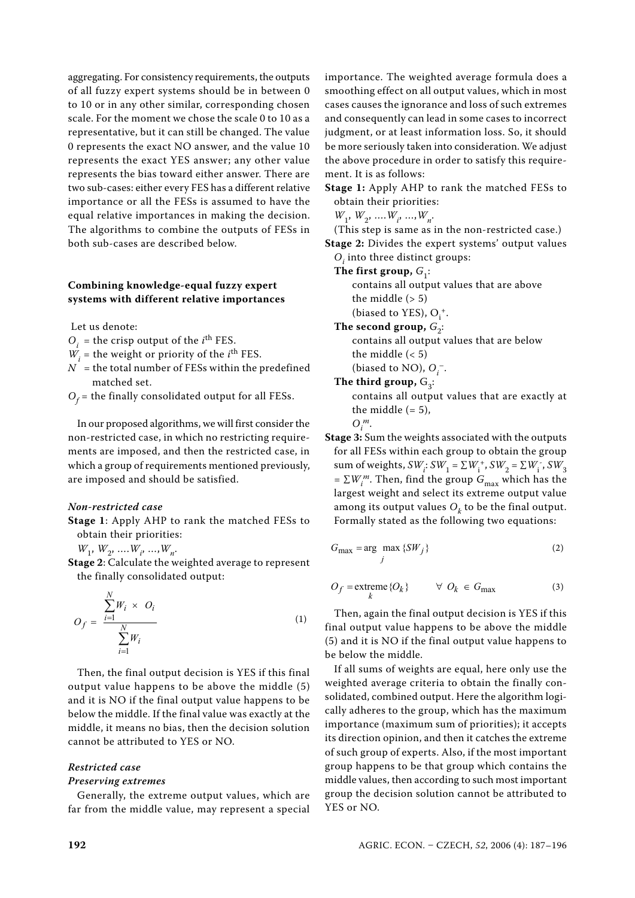aggregating. For consistency requirements, the outputs of all fuzzy expert systems should be in between 0 to 10 or in any other similar, corresponding chosen scale. For the moment we chose the scale 0 to 10 as a representative, but it can still be changed. The value 0 represents the exact NO answer, and the value 10 represents the exact YES answer; any other value represents the bias toward either answer. There are two sub-cases: either every FES has a different relative importance or all the FESs is assumed to have the equal relative importances in making the decision. The algorithms to combine the outputs of FESs in both sub-cases are described below.

#### Combining knowledge-equal fuzzy expert systems with different relative importances

Let us denote:

$O_i$ = the crisp output of the $i^{th}$ FES.

$W_i$ = the weight or priority of the $i^{th}$ FES.

$N$ = the total number of FESs within the predefined matched set.

$O_f$ = the finally consolidated output for all FESs.

In our proposed algorithms, we will first consider the non-restricted case, in which no restricting requirements are imposed, and then the restricted case, in which a group of requirements mentioned previously, are imposed and should be satisfied.

#### *Non-restricted case*

**Stage 1**: Apply AHP to rank the matched FESs to obtain their priorities:

$W_1, W_2, \ldots W_i, \ldots, W_n$.

**Stage 2**: Calculate the weighted average to represent the finally consolidated output:

$$O_f = \frac{\sum_{i=1}^{N} W_i \times O_i}{\sum_{i=1}^{N} W_i} \tag{1}$$

Then, the final output decision is YES if this final output value happens to be above the middle (5) and it is NO if the final output value happens to be below the middle. If the final value was exactly at the middle, it means no bias, then the decision solution cannot be attributed to YES or NO.

#### *Restricted case*

#### *Preserving extremes*

Generally, the extreme output values, which are far from the middle value, may represent a special importance. The weighted average formula does a smoothing effect on all output values, which in most cases causes the ignorance and loss of such extremes and consequently can lead in some cases to incorrect judgment, or at least information loss. So, it should be more seriously taken into consideration. We adjust the above procedure in order to satisfy this requirement. It is as follows:

**Stage 1:** Apply AHP to rank the matched FESs to obtain their priorities:

$W_1, W_2, \ldots W_i, \ldots, W_n$.

(This step is same as in the non-restricted case.)

**Stage 2:** Divides the expert systems' output values $O_i$ into three distinct groups:

**The first group, $G_1$:**
contains all output values that are above the middle (> 5)
(biased to YES), $O_i^+$.

**The second group, $G_2$:**
contains all output values that are below the middle (< 5)
(biased to NO), $O_i^-$.

**The third group, $G_3$:**
contains all output values that are exactly at the middle (= 5),
$O_i^m$.

**Stage 3:** Sum the weights associated with the outputs for all FESs within each group to obtain the group sum of weights, $SW_i$: $SW_1 = \sum W_i^+$, $SW_2 = \sum W_i^-$, $SW_3 = \sum W_i^m$. Then, find the group $G_{max}$ which has the largest weight and select its extreme output value among its output values $O_k$ to be the final output. Formally stated as the following two equations:

$$G_{max} = \arg \max_{j} \{SW_j\} \tag{2}$$

$$O_f = \underset{k}{\text{extreme}} \{O_k\} \qquad \forall \; O_k \in G_{max} \tag{3}$$

Then, again the final output decision is YES if this final output value happens to be above the middle (5) and it is NO if the final output value happens to be below the middle.

If all sums of weights are equal, here only use the weighted average criteria to obtain the finally consolidated, combined output. Here the algorithm logically adheres to the group, which has the maximum importance (maximum sum of priorities); it accepts its direction opinion, and then it catches the extreme of such group of experts. Also, if the most important group happens to be that group which contains the middle values, then according to such most important group the decision solution cannot be attributed to YES or NO.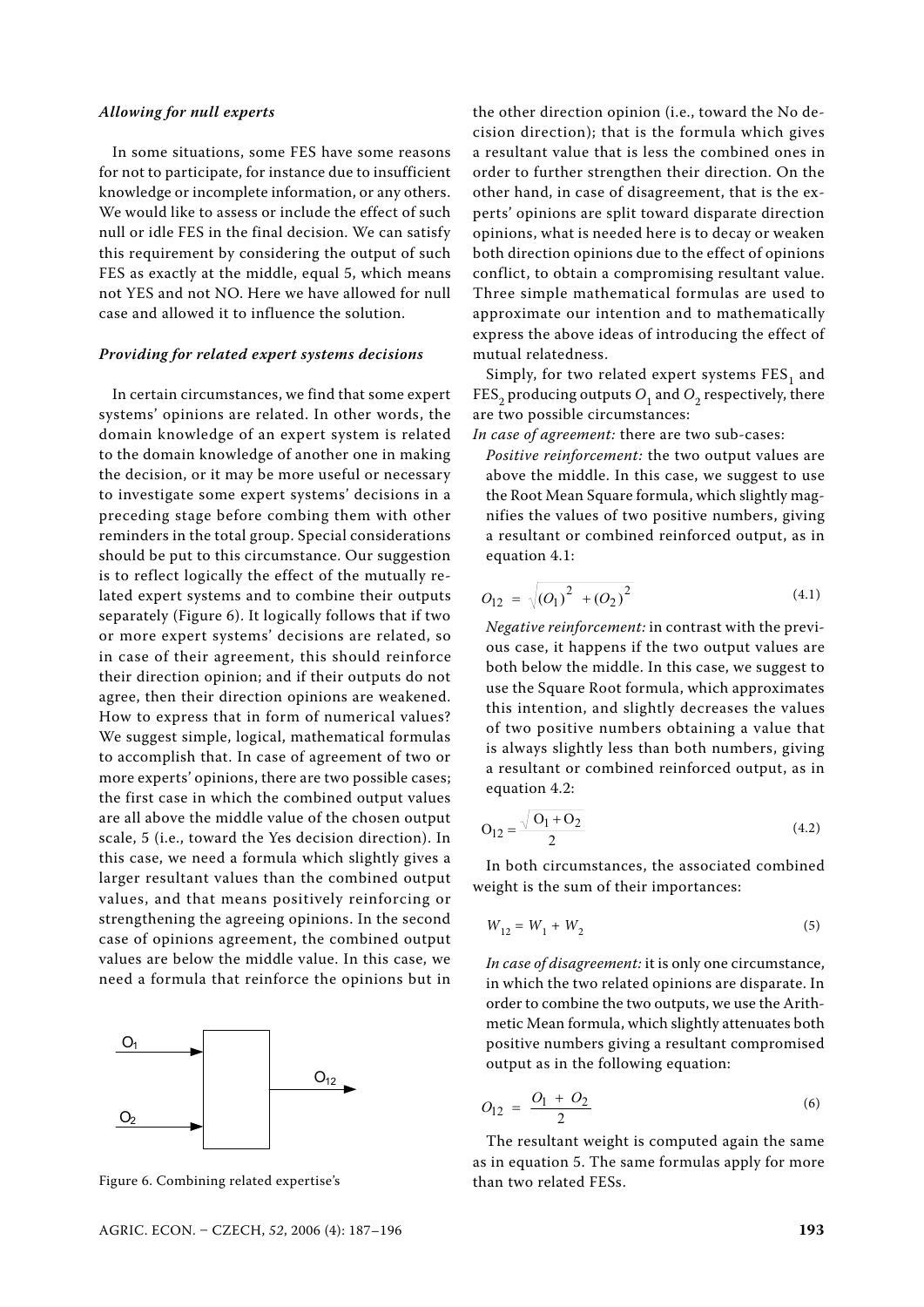*Allowing for null experts*

In some situations, some FES have some reasons for not to participate, for instance due to insufficient knowledge or incomplete information, or any others. We would like to assess or include the effect of such null or idle FES in the final decision. We can satisfy this requirement by considering the output of such FES as exactly at the middle, equal 5, which means not YES and not NO. Here we have allowed for null case and allowed it to influence the solution.

*Providing for related expert systems decisions*

In certain circumstances, we find that some expert systems' opinions are related. In other words, the domain knowledge of an expert system is related to the domain knowledge of another one in making the decision, or it may be more useful or necessary to investigate some expert systems' decisions in a preceding stage before combing them with other reminders in the total group. Special considerations should be put to this circumstance. Our suggestion is to reflect logically the effect of the mutually related expert systems and to combine their outputs separately (Figure 6). It logically follows that if two or more expert systems' decisions are related, so in case of their agreement, this should reinforce their direction opinion; and if their outputs do not agree, then their direction opinions are weakened. How to express that in form of numerical values? We suggest simple, logical, mathematical formulas to accomplish that. In case of agreement of two or more experts' opinions, there are two possible cases; the first case in which the combined output values are all above the middle value of the chosen output scale, 5 (i.e., toward the Yes decision direction). In this case, we need a formula which slightly gives a larger resultant values than the combined output values, and that means positively reinforcing or strengthening the agreeing opinions. In the second case of opinions agreement, the combined output values are below the middle value. In this case, we need a formula that reinforce the opinions but in the other direction opinion (i.e., toward the No decision direction); that is the formula which gives a resultant value that is less the combined ones in order to further strengthen their direction. On the other hand, in case of disagreement, that is the experts' opinions are split toward disparate direction opinions, what is needed here is to decay or weaken both direction opinions due to the effect of opinions conflict, to obtain a compromising resultant value. Three simple mathematical formulas are used to approximate our intention and to mathematically express the above ideas of introducing the effect of mutual relatedness.

$O_1$

$O_2$

$O_{12}$

Figure 6. Combining related expertise's

Simply, for two related expert systems $FES_1$ and $FES_2$ producing outputs $O_1$ and $O_2$ respectively, there are two possible circumstances:

*In case of agreement:* there are two sub-cases:

*Positive reinforcement:* the two output values are above the middle. In this case, we suggest to use the Root Mean Square formula, which slightly magnifies the values of two positive numbers, giving a resultant or combined reinforced output, as in equation 4.1:

$$O_{12} = \sqrt{(O_1)^2 + (O_2)^2} \tag{4.1}$$

*Negative reinforcement:* in contrast with the previous case, it happens if the two output values are both below the middle. In this case, we suggest to use the Square Root formula, which approximates this intention, and slightly decreases the values of two positive numbers obtaining a value that is always slightly less than both numbers, giving a resultant or combined reinforced output, as in equation 4.2:

$$O_{12} = \frac{\sqrt{O_1 + O_2}}{2} \tag{4.2}$$

In both circumstances, the associated combined weight is the sum of their importances:

$$W_{12} = W_1 + W_2 \tag{5}$$

*In case of disagreement:* it is only one circumstance, in which the two related opinions are disparate. In order to combine the two outputs, we use the Arithmetic Mean formula, which slightly attenuates both positive numbers giving a resultant compromised output as in the following equation:

$$O_{12} = \frac{O_1 + O_2}{2} \tag{6}$$

The resultant weight is computed again the same as in equation 5. The same formulas apply for more than two related FESs.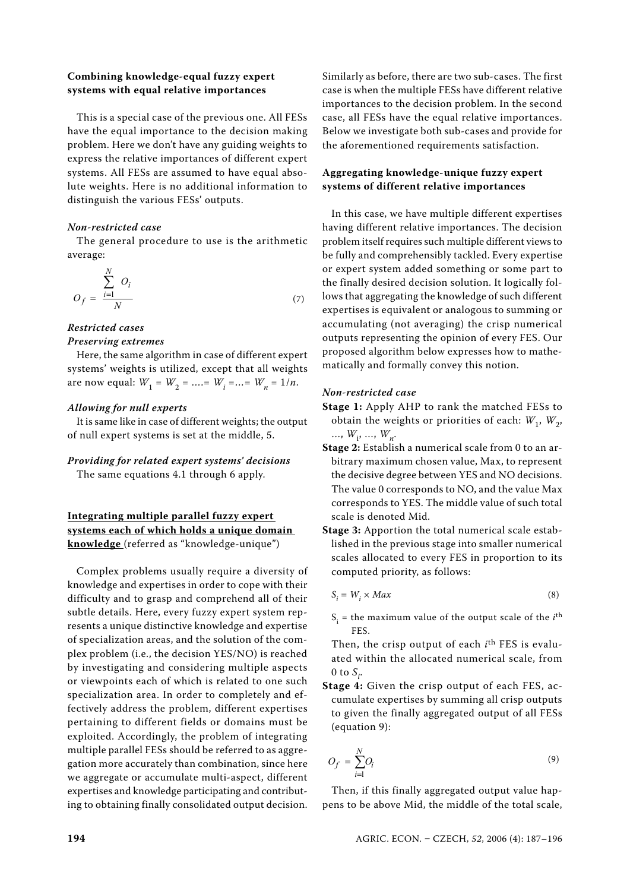### Combining knowledge-equal fuzzy expert systems with equal relative importances

This is a special case of the previous one. All FESs have the equal importance to the decision making problem. Here we don't have any guiding weights to express the relative importances of different expert systems. All FESs are assumed to have equal absolute weights. Here is no additional information to distinguish the various FESs' outputs.

*Non-restricted case*

The general procedure to use is the arithmetic average:

$$O_f = \frac{\sum_{i=1}^{N} O_i}{N} \tag{7}$$

*Restricted cases*

*Preserving extremes*

Here, the same algorithm in case of different expert systems' weights is utilized, except that all weights are now equal: $W_1 = W_2 = .... = W_i = ... = W_n = 1/n$.

*Allowing for null experts*

It is same like in case of different weights; the output of null expert systems is set at the middle, 5.

*Providing for related expert systems' decisions*

The same equations 4.1 through 6 apply.

### <u>Integrating multiple parallel fuzzy expert systems each of which holds a unique domain knowledge</u> (referred as "knowledge-unique")

Complex problems usually require a diversity of knowledge and expertises in order to cope with their difficulty and to grasp and comprehend all of their subtle details. Here, every fuzzy expert system represents a unique distinctive knowledge and expertise of specialization areas, and the solution of the complex problem (i.e., the decision YES/NO) is reached by investigating and considering multiple aspects or viewpoints each of which is related to one such specialization area. In order to completely and effectively address the problem, different expertises pertaining to different fields or domains must be exploited. Accordingly, the problem of integrating multiple parallel FESs should be referred to as aggregation more accurately than combination, since here we aggregate or accumulate multi-aspect, different expertises and knowledge participating and contributing to obtaining finally consolidated output decision. Similarly as before, there are two sub-cases. The first case is when the multiple FESs have different relative importances to the decision problem. In the second case, all FESs have the equal relative importances. Below we investigate both sub-cases and provide for the aforementioned requirements satisfaction.

### Aggregating knowledge-unique fuzzy expert systems of different relative importances

In this case, we have multiple different expertises having different relative importances. The decision problem itself requires such multiple different views to be fully and comprehensibly tackled. Every expertise or expert system added something or some part to the finally desired decision solution. It logically follows that aggregating the knowledge of such different expertises is equivalent or analogous to summing or accumulating (not averaging) the crisp numerical outputs representing the opinion of every FES. Our proposed algorithm below expresses how to mathematically and formally convey this notion.

*Non-restricted case*

**Stage 1:** Apply AHP to rank the matched FESs to obtain the weights or priorities of each: $W_1$, $W_2$, ..., $W_i$, ..., $W_n$.

**Stage 2:** Establish a numerical scale from 0 to an arbitrary maximum chosen value, Max, to represent the decisive degree between YES and NO decisions. The value 0 corresponds to NO, and the value Max corresponds to YES. The middle value of such total scale is denoted Mid.

**Stage 3:** Apportion the total numerical scale established in the previous stage into smaller numerical scales allocated to every FES in proportion to its computed priority, as follows:

$$S_i = W_i \times Max \tag{8}$$

$S_i$ = the maximum value of the output scale of the $i^{th}$ FES.

Then, the crisp output of each $i^{th}$ FES is evaluated within the allocated numerical scale, from 0 to $S_i$.

**Stage 4:** Given the crisp output of each FES, accumulate expertises by summing all crisp outputs to given the finally aggregated output of all FESs (equation 9):

$$O_f = \sum_{i=1}^{N} O_i \tag{9}$$

Then, if this finally aggregated output value happens to be above Mid, the middle of the total scale,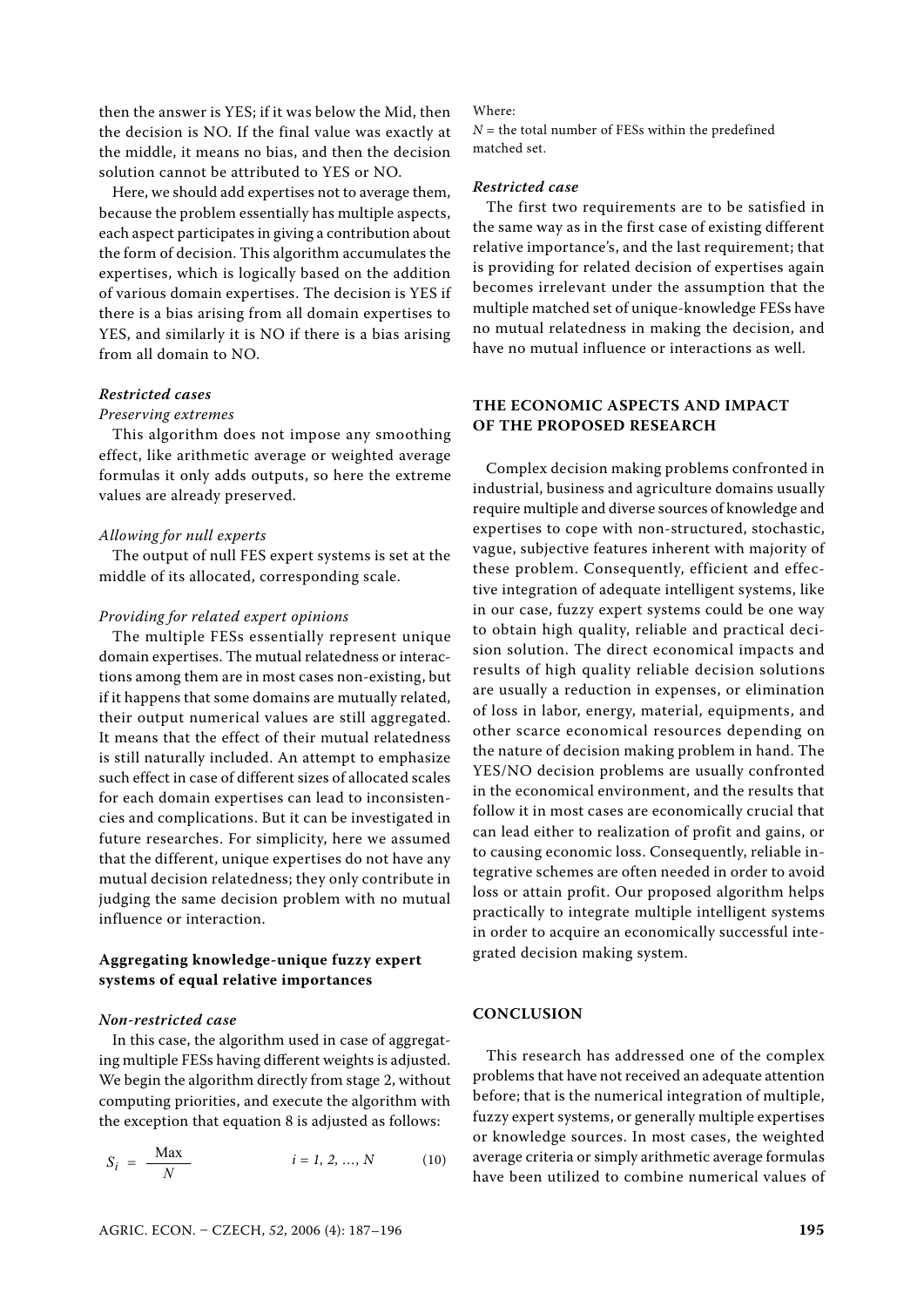then the answer is YES; if it was below the Mid, then the decision is NO. If the final value was exactly at the middle, it means no bias, and then the decision solution cannot be attributed to YES or NO.

Here, we should add expertises not to average them, because the problem essentially has multiple aspects, each aspect participates in giving a contribution about the form of decision. This algorithm accumulates the expertises, which is logically based on the addition of various domain expertises. The decision is YES if there is a bias arising from all domain expertises to YES, and similarly it is NO if there is a bias arising from all domain to NO.

#### *Restricted cases*

*Preserving extremes*

This algorithm does not impose any smoothing effect, like arithmetic average or weighted average formulas it only adds outputs, so here the extreme values are already preserved.

*Allowing for null experts*

The output of null FES expert systems is set at the middle of its allocated, corresponding scale.

*Providing for related expert opinions*

The multiple FESs essentially represent unique domain expertises. The mutual relatedness or interactions among them are in most cases non-existing, but if it happens that some domains are mutually related, their output numerical values are still aggregated. It means that the effect of their mutual relatedness is still naturally included. An attempt to emphasize such effect in case of different sizes of allocated scales for each domain expertises can lead to inconsistencies and complications. But it can be investigated in future researches. For simplicity, here we assumed that the different, unique expertises do not have any mutual decision relatedness; they only contribute in judging the same decision problem with no mutual influence or interaction.

### Aggregating knowledge-unique fuzzy expert systems of equal relative importances

#### *Non-restricted case*

In this case, the algorithm used in case of aggregating multiple FESs having different weights is adjusted. We begin the algorithm directly from stage 2, without computing priorities, and execute the algorithm with the exception that equation 8 is adjusted as follows:

$$S_i = \frac{\text{Max}}{N} \qquad i = 1, 2, \ldots, N \qquad (10)$$

Where:

$N$ = the total number of FESs within the predefined matched set.

#### *Restricted case*

The first two requirements are to be satisfied in the same way as in the first case of existing different relative importance's, and the last requirement; that is providing for related decision of expertises again becomes irrelevant under the assumption that the multiple matched set of unique-knowledge FESs have no mutual relatedness in making the decision, and have no mutual influence or interactions as well.

## THE ECONOMIC ASPECTS AND IMPACT OF THE PROPOSED RESEARCH

Complex decision making problems confronted in industrial, business and agriculture domains usually require multiple and diverse sources of knowledge and expertises to cope with non-structured, stochastic, vague, subjective features inherent with majority of these problem. Consequently, efficient and effective integration of adequate intelligent systems, like in our case, fuzzy expert systems could be one way to obtain high quality, reliable and practical decision solution. The direct economical impacts and results of high quality reliable decision solutions are usually a reduction in expenses, or elimination of loss in labor, energy, material, equipments, and other scarce economical resources depending on the nature of decision making problem in hand. The YES/NO decision problems are usually confronted in the economical environment, and the results that follow it in most cases are economically crucial that can lead either to realization of profit and gains, or to causing economic loss. Consequently, reliable integrative schemes are often needed in order to avoid loss or attain profit. Our proposed algorithm helps practically to integrate multiple intelligent systems in order to acquire an economically successful integrated decision making system.

## CONCLUSION

This research has addressed one of the complex problems that have not received an adequate attention before; that is the numerical integration of multiple, fuzzy expert systems, or generally multiple expertises or knowledge sources. In most cases, the weighted average criteria or simply arithmetic average formulas have been utilized to combine numerical values of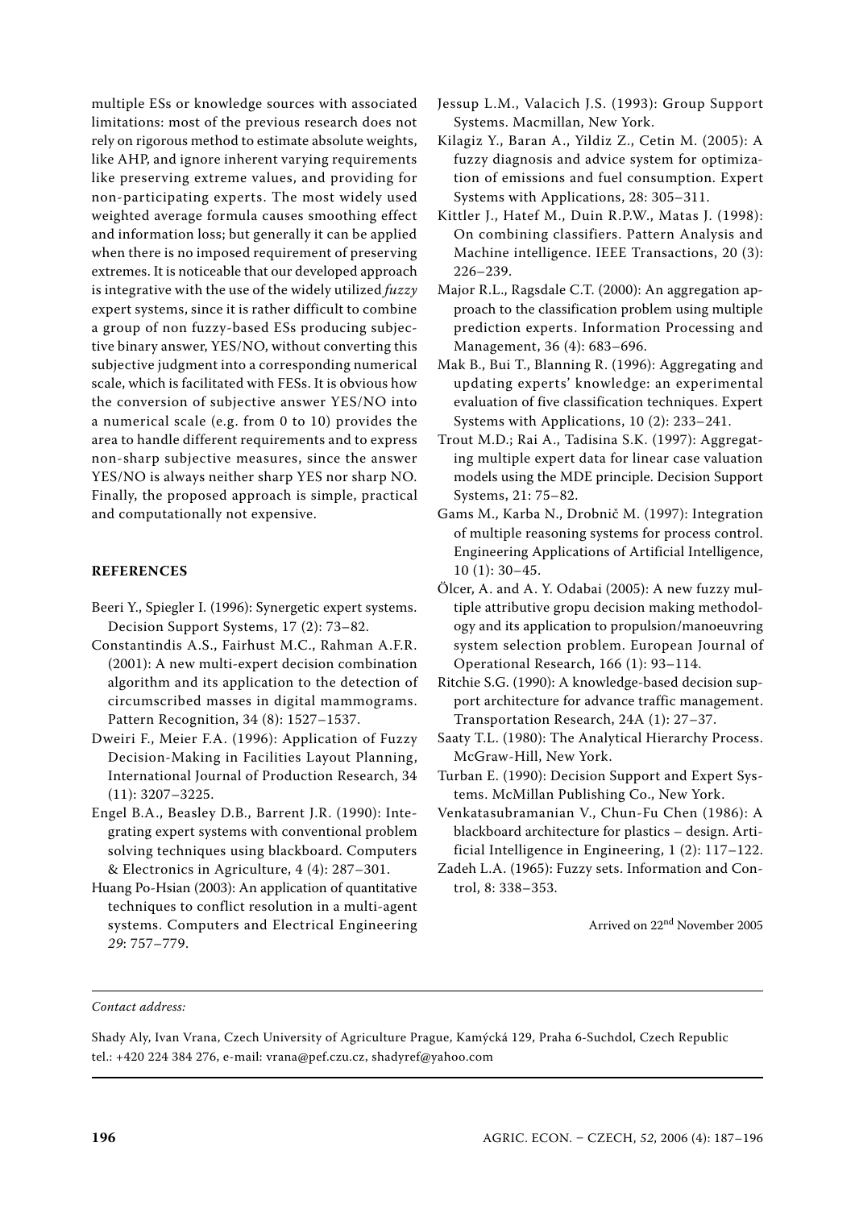multiple ESs or knowledge sources with associated limitations: most of the previous research does not rely on rigorous method to estimate absolute weights, like AHP, and ignore inherent varying requirements like preserving extreme values, and providing for non-participating experts. The most widely used weighted average formula causes smoothing effect and information loss; but generally it can be applied when there is no imposed requirement of preserving extremes. It is noticeable that our developed approach is integrative with the use of the widely utilized *fuzzy* expert systems, since it is rather difficult to combine a group of non fuzzy-based ESs producing subjective binary answer, YES/NO, without converting this subjective judgment into a corresponding numerical scale, which is facilitated with FESs. It is obvious how the conversion of subjective answer YES/NO into a numerical scale (e.g. from 0 to 10) provides the area to handle different requirements and to express non-sharp subjective measures, since the answer YES/NO is always neither sharp YES nor sharp NO. Finally, the proposed approach is simple, practical and computationally not expensive.

## REFERENCES

Beeri Y., Spiegler I. (1996): Synergetic expert systems. Decision Support Systems, 17 (2): 73–82.

Constantindis A.S., Fairhust M.C., Rahman A.F.R. (2001): A new multi-expert decision combination algorithm and its application to the detection of circumscribed masses in digital mammograms. Pattern Recognition, 34 (8): 1527–1537.

Dweiri F., Meier F.A. (1996): Application of Fuzzy Decision-Making in Facilities Layout Planning, International Journal of Production Research, 34 (11): 3207–3225.

Engel B.A., Beasley D.B., Barrent J.R. (1990): Integrating expert systems with conventional problem solving techniques using blackboard. Computers & Electronics in Agriculture, 4 (4): 287–301.

Huang Po-Hsian (2003): An application of quantitative techniques to conflict resolution in a multi-agent systems. Computers and Electrical Engineering *29*: 757–779.

Jessup L.M., Valacich J.S. (1993): Group Support Systems. Macmillan, New York.

Kilagiz Y., Baran A., Yildiz Z., Cetin M. (2005): A fuzzy diagnosis and advice system for optimization of emissions and fuel consumption. Expert Systems with Applications, 28: 305–311.

Kittler J., Hatef M., Duin R.P.W., Matas J. (1998): On combining classifiers. Pattern Analysis and Machine intelligence. IEEE Transactions, 20 (3): 226–239.

Major R.L., Ragsdale C.T. (2000): An aggregation approach to the classification problem using multiple prediction experts. Information Processing and Management, 36 (4): 683–696.

Mak B., Bui T., Blanning R. (1996): Aggregating and updating experts' knowledge: an experimental evaluation of five classification techniques. Expert Systems with Applications, 10 (2): 233–241.

Trout M.D.; Rai A., Tadisina S.K. (1997): Aggregating multiple expert data for linear case valuation models using the MDE principle. Decision Support Systems, 21: 75–82.

Gams M., Karba N., Drobnič M. (1997): Integration of multiple reasoning systems for process control. Engineering Applications of Artificial Intelligence, 10 (1): 30–45.

Ölcer, A. and A. Y. Odabai (2005): A new fuzzy multiple attributive gropu decision making methodology and its application to propulsion/manoeuvring system selection problem. European Journal of Operational Research, 166 (1): 93–114.

Ritchie S.G. (1990): A knowledge-based decision support architecture for advance traffic management. Transportation Research, 24A (1): 27–37.

Saaty T.L. (1980): The Analytical Hierarchy Process. McGraw-Hill, New York.

Turban E. (1990): Decision Support and Expert Systems. McMillan Publishing Co., New York.

Venkatasubramanian V., Chun-Fu Chen (1986): A blackboard architecture for plastics – design. Artificial Intelligence in Engineering, 1 (2): 117–122.

Zadeh L.A. (1965): Fuzzy sets. Information and Control, 8: 338–353.

Arrived on 22nd November 2005

*Contact address:*

Shady Aly, Ivan Vrana, Czech University of Agriculture Prague, Kamýcká 129, Praha 6-Suchdol, Czech Republic
tel.: +420 224 384 276, e-mail: vrana@pef.czu.cz, shadyref@yahoo.com